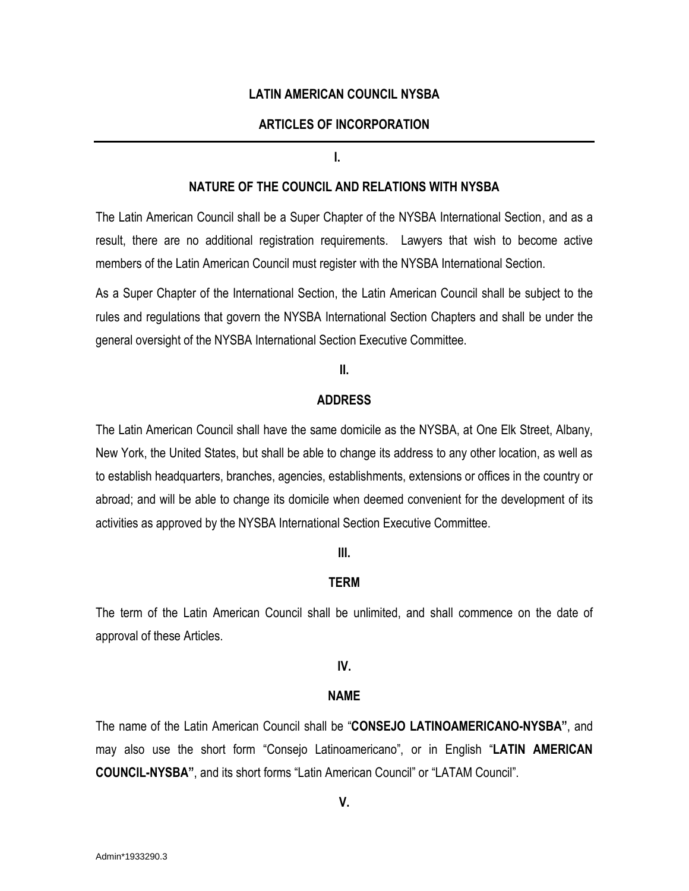# LATIN AMERICAN COUNCIL NYSBA

## ARTICLES OF INCORPORATION

---

### I.

### NATURE OF THE COUNCIL AND RELATIONS WITH NYSBA

The Latin American Council shall be a Super Chapter of the NYSBA International Section, and as a result, there are no additional registration requirements. Lawyers that wish to become active members of the Latin American Council must register with the NYSBA International Section.

As a Super Chapter of the International Section, the Latin American Council shall be subject to the rules and regulations that govern the NYSBA International Section Chapters and shall be under the general oversight of the NYSBA International Section Executive Committee.

### II.

### ADDRESS

The Latin American Council shall have the same domicile as the NYSBA, at One Elk Street, Albany, New York, the United States, but shall be able to change its address to any other location, as well as to establish headquarters, branches, agencies, establishments, extensions or offices in the country or abroad; and will be able to change its domicile when deemed convenient for the development of its activities as approved by the NYSBA International Section Executive Committee.

### III.

### TERM

The term of the Latin American Council shall be unlimited, and shall commence on the date of approval of these Articles.

### IV.

### NAME

The name of the Latin American Council shall be "**CONSEJO LATINOAMERICANO-NYSBA"**, and may also use the short form "Consejo Latinoamericano", or in English "**LATIN AMERICAN COUNCIL-NYSBA"**, and its short forms "Latin American Council" or "LATAM Council".

### V.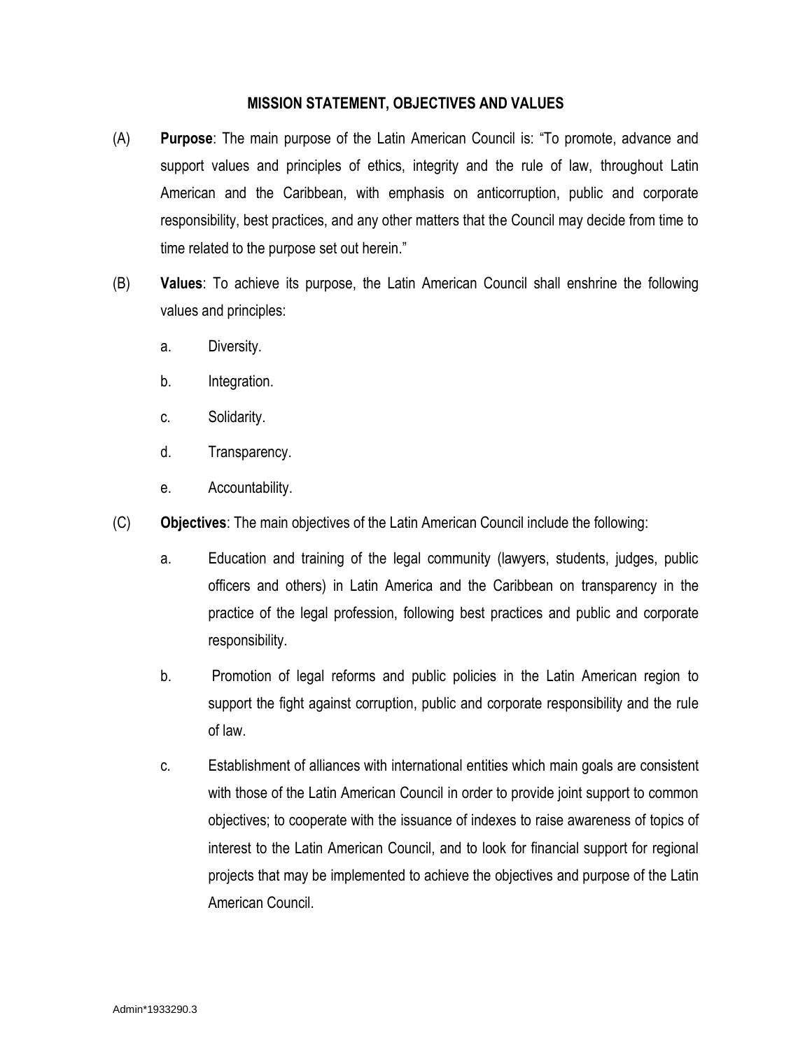## MISSION STATEMENT, OBJECTIVES AND VALUES

(A) **Purpose**: The main purpose of the Latin American Council is: "To promote, advance and support values and principles of ethics, integrity and the rule of law, throughout Latin American and the Caribbean, with emphasis on anticorruption, public and corporate responsibility, best practices, and any other matters that the Council may decide from time to time related to the purpose set out herein."

(B) **Values**: To achieve its purpose, the Latin American Council shall enshrine the following values and principles:

a. Diversity.

b. Integration.

c. Solidarity.

d. Transparency.

e. Accountability.

(C) **Objectives**: The main objectives of the Latin American Council include the following:

a. Education and training of the legal community (lawyers, students, judges, public officers and others) in Latin America and the Caribbean on transparency in the practice of the legal profession, following best practices and public and corporate responsibility.

b. Promotion of legal reforms and public policies in the Latin American region to support the fight against corruption, public and corporate responsibility and the rule of law.

c. Establishment of alliances with international entities which main goals are consistent with those of the Latin American Council in order to provide joint support to common objectives; to cooperate with the issuance of indexes to raise awareness of topics of interest to the Latin American Council, and to look for financial support for regional projects that may be implemented to achieve the objectives and purpose of the Latin American Council.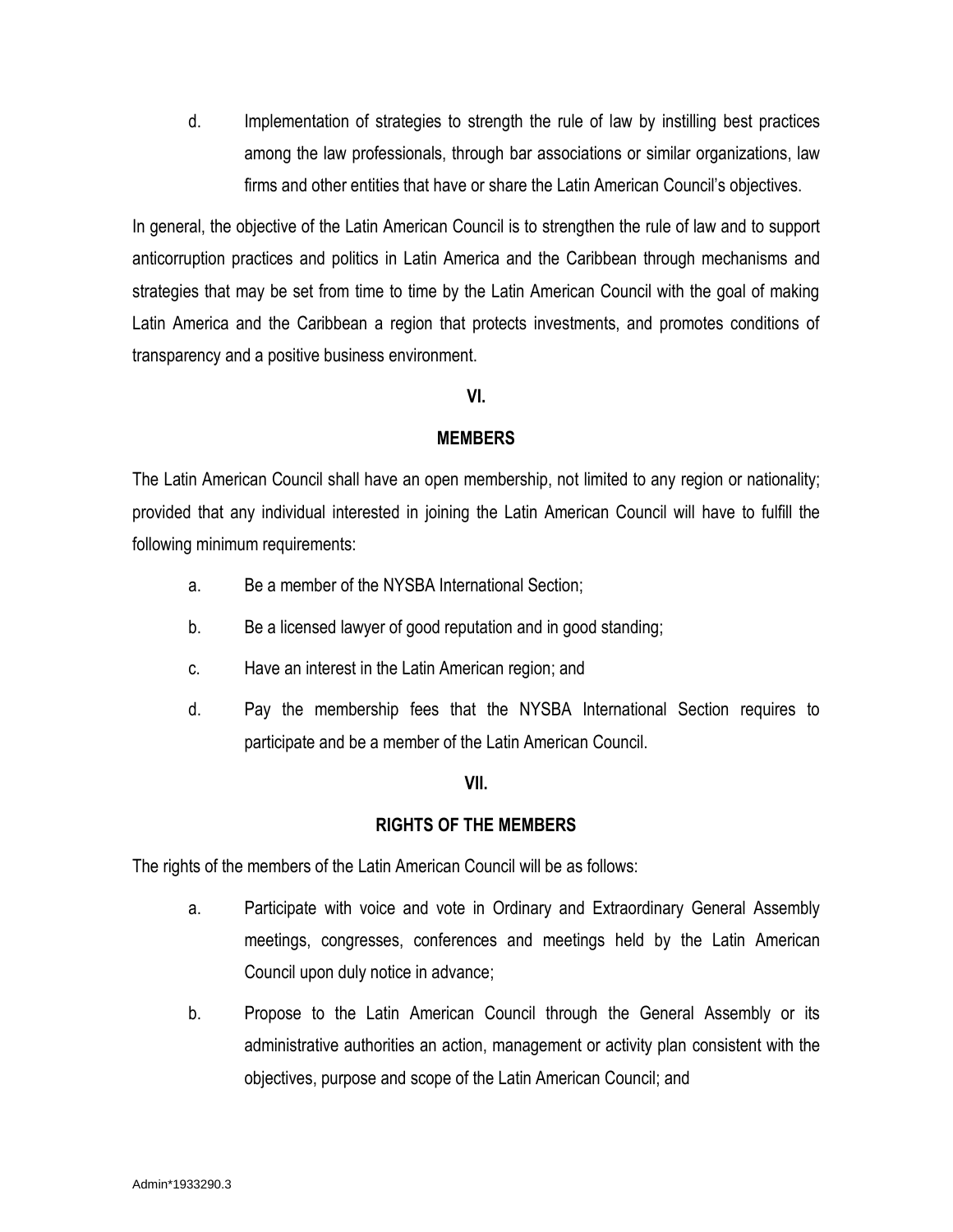d. Implementation of strategies to strength the rule of law by instilling best practices among the law professionals, through bar associations or similar organizations, law firms and other entities that have or share the Latin American Council's objectives.

In general, the objective of the Latin American Council is to strengthen the rule of law and to support anticorruption practices and politics in Latin America and the Caribbean through mechanisms and strategies that may be set from time to time by the Latin American Council with the goal of making Latin America and the Caribbean a region that protects investments, and promotes conditions of transparency and a positive business environment.

## VI.

## MEMBERS

The Latin American Council shall have an open membership, not limited to any region or nationality; provided that any individual interested in joining the Latin American Council will have to fulfill the following minimum requirements:

a. Be a member of the NYSBA International Section;

b. Be a licensed lawyer of good reputation and in good standing;

c. Have an interest in the Latin American region; and

d. Pay the membership fees that the NYSBA International Section requires to participate and be a member of the Latin American Council.

## VII.

## RIGHTS OF THE MEMBERS

The rights of the members of the Latin American Council will be as follows:

a. Participate with voice and vote in Ordinary and Extraordinary General Assembly meetings, congresses, conferences and meetings held by the Latin American Council upon duly notice in advance;

b. Propose to the Latin American Council through the General Assembly or its administrative authorities an action, management or activity plan consistent with the objectives, purpose and scope of the Latin American Council; and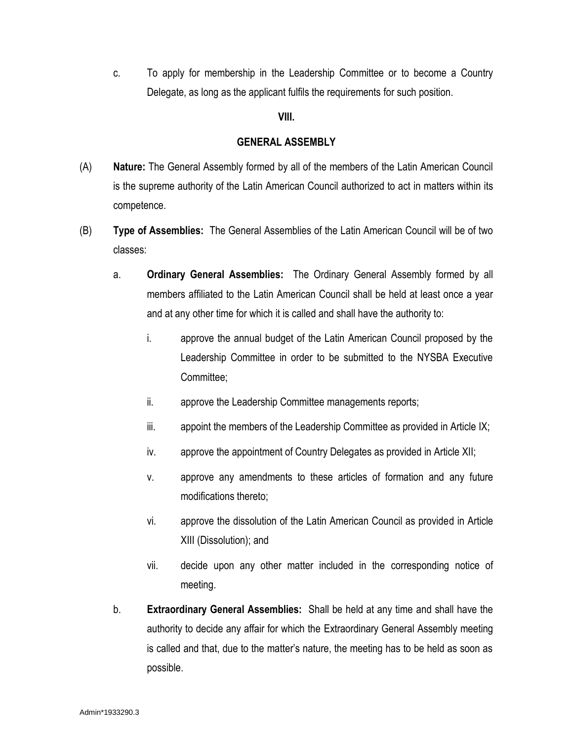c. To apply for membership in the Leadership Committee or to become a Country Delegate, as long as the applicant fulfils the requirements for such position.

## VIII.

## GENERAL ASSEMBLY

(A) **Nature:** The General Assembly formed by all of the members of the Latin American Council is the supreme authority of the Latin American Council authorized to act in matters within its competence.

(B) **Type of Assemblies:** The General Assemblies of the Latin American Council will be of two classes:

a. **Ordinary General Assemblies:** The Ordinary General Assembly formed by all members affiliated to the Latin American Council shall be held at least once a year and at any other time for which it is called and shall have the authority to:

i. approve the annual budget of the Latin American Council proposed by the Leadership Committee in order to be submitted to the NYSBA Executive Committee;

ii. approve the Leadership Committee managements reports;

iii. appoint the members of the Leadership Committee as provided in Article IX;

iv. approve the appointment of Country Delegates as provided in Article XII;

v. approve any amendments to these articles of formation and any future modifications thereto;

vi. approve the dissolution of the Latin American Council as provided in Article XIII (Dissolution); and

vii. decide upon any other matter included in the corresponding notice of meeting.

b. **Extraordinary General Assemblies:** Shall be held at any time and shall have the authority to decide any affair for which the Extraordinary General Assembly meeting is called and that, due to the matter's nature, the meeting has to be held as soon as possible.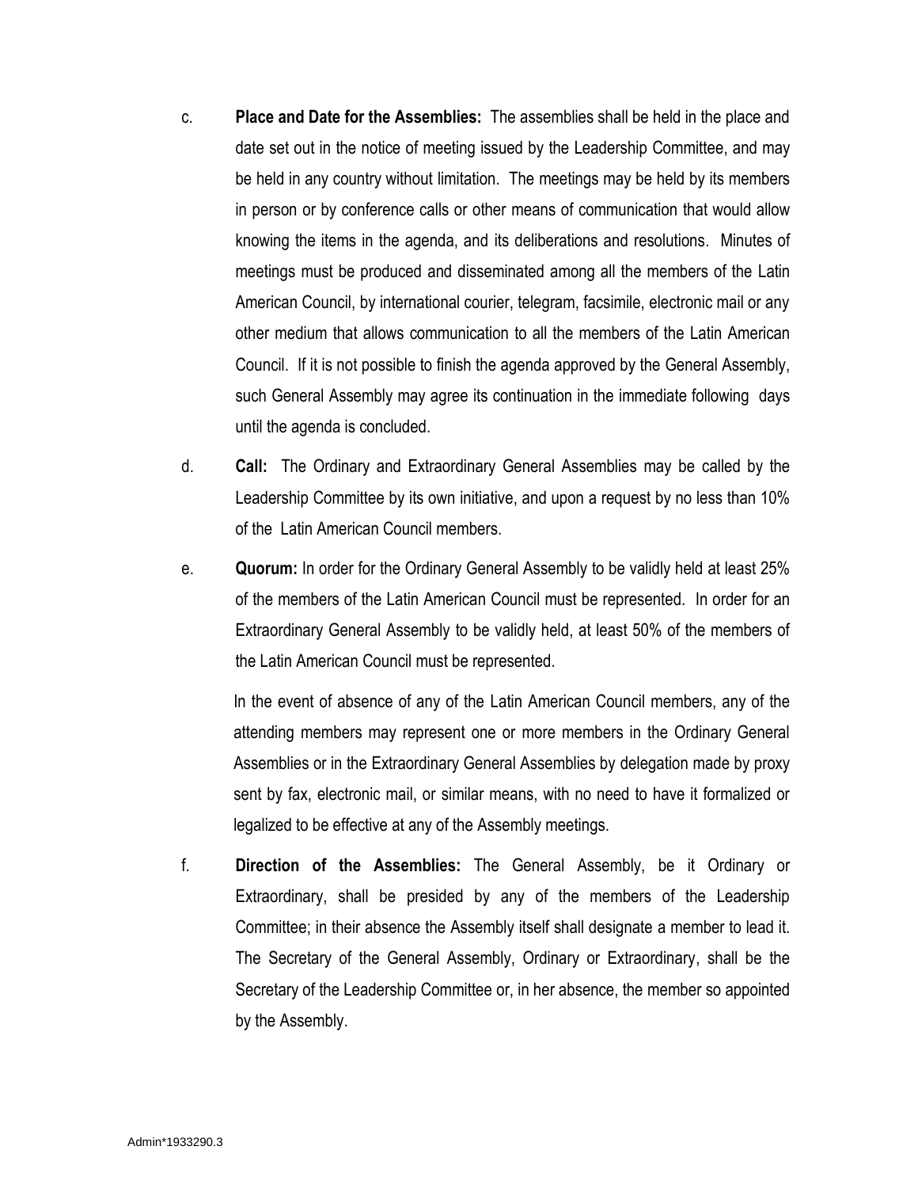c. **Place and Date for the Assemblies:** The assemblies shall be held in the place and date set out in the notice of meeting issued by the Leadership Committee, and may be held in any country without limitation. The meetings may be held by its members in person or by conference calls or other means of communication that would allow knowing the items in the agenda, and its deliberations and resolutions. Minutes of meetings must be produced and disseminated among all the members of the Latin American Council, by international courier, telegram, facsimile, electronic mail or any other medium that allows communication to all the members of the Latin American Council. If it is not possible to finish the agenda approved by the General Assembly, such General Assembly may agree its continuation in the immediate following days until the agenda is concluded.

d. **Call:** The Ordinary and Extraordinary General Assemblies may be called by the Leadership Committee by its own initiative, and upon a request by no less than 10% of the Latin American Council members.

e. **Quorum:** In order for the Ordinary General Assembly to be validly held at least 25% of the members of the Latin American Council must be represented. In order for an Extraordinary General Assembly to be validly held, at least 50% of the members of the Latin American Council must be represented.

   In the event of absence of any of the Latin American Council members, any of the attending members may represent one or more members in the Ordinary General Assemblies or in the Extraordinary General Assemblies by delegation made by proxy sent by fax, electronic mail, or similar means, with no need to have it formalized or legalized to be effective at any of the Assembly meetings.

f. **Direction of the Assemblies:** The General Assembly, be it Ordinary or Extraordinary, shall be presided by any of the members of the Leadership Committee; in their absence the Assembly itself shall designate a member to lead it. The Secretary of the General Assembly, Ordinary or Extraordinary, shall be the Secretary of the Leadership Committee or, in her absence, the member so appointed by the Assembly.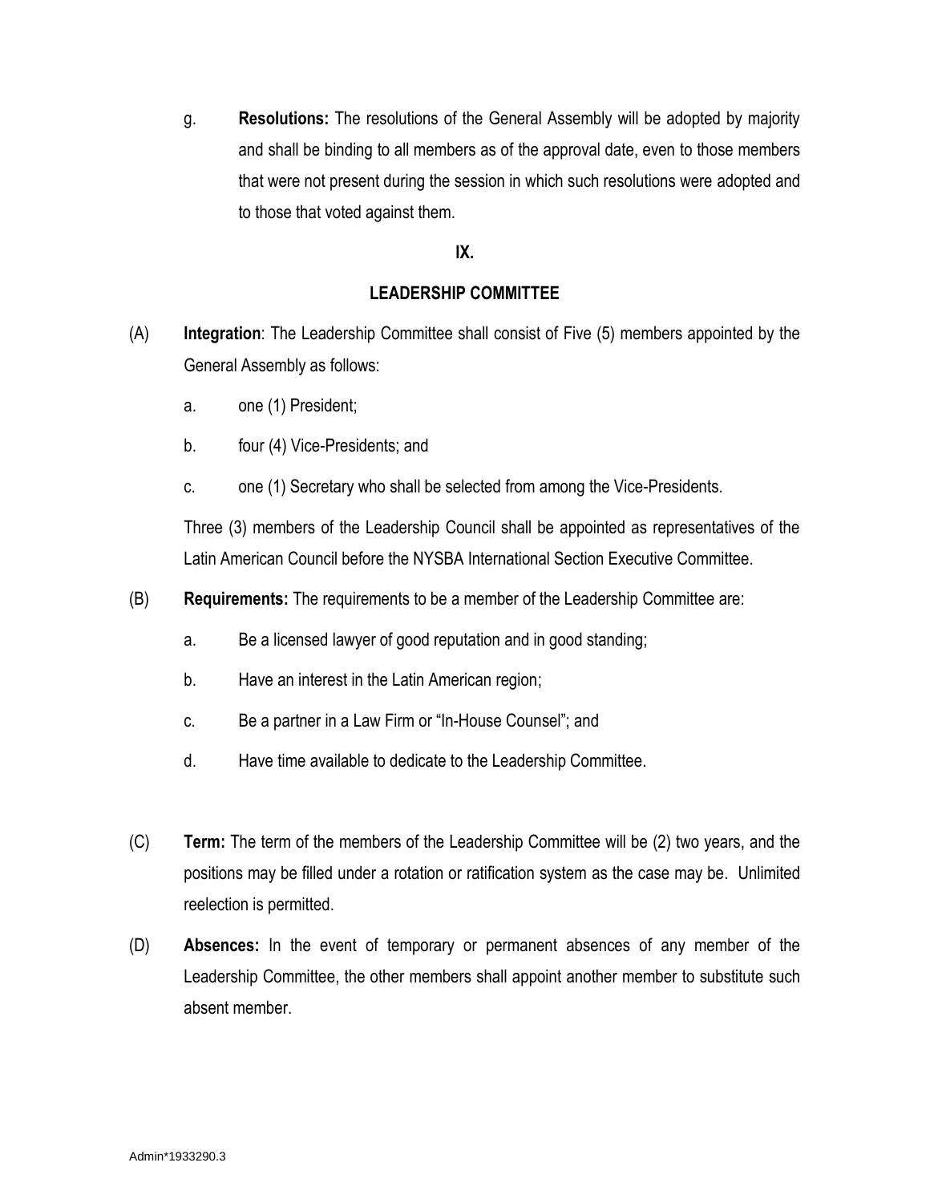g. **Resolutions:** The resolutions of the General Assembly will be adopted by majority and shall be binding to all members as of the approval date, even to those members that were not present during the session in which such resolutions were adopted and to those that voted against them.

## IX.

## LEADERSHIP COMMITTEE

(A) **Integration**: The Leadership Committee shall consist of Five (5) members appointed by the General Assembly as follows:

a. one (1) President;

b. four (4) Vice-Presidents; and

c. one (1) Secretary who shall be selected from among the Vice-Presidents.

Three (3) members of the Leadership Council shall be appointed as representatives of the Latin American Council before the NYSBA International Section Executive Committee.

(B) **Requirements:** The requirements to be a member of the Leadership Committee are:

a. Be a licensed lawyer of good reputation and in good standing;

b. Have an interest in the Latin American region;

c. Be a partner in a Law Firm or "In-House Counsel"; and

d. Have time available to dedicate to the Leadership Committee.

(C) **Term:** The term of the members of the Leadership Committee will be (2) two years, and the positions may be filled under a rotation or ratification system as the case may be. Unlimited reelection is permitted.

(D) **Absences:** In the event of temporary or permanent absences of any member of the Leadership Committee, the other members shall appoint another member to substitute such absent member.

Admin*1933290.3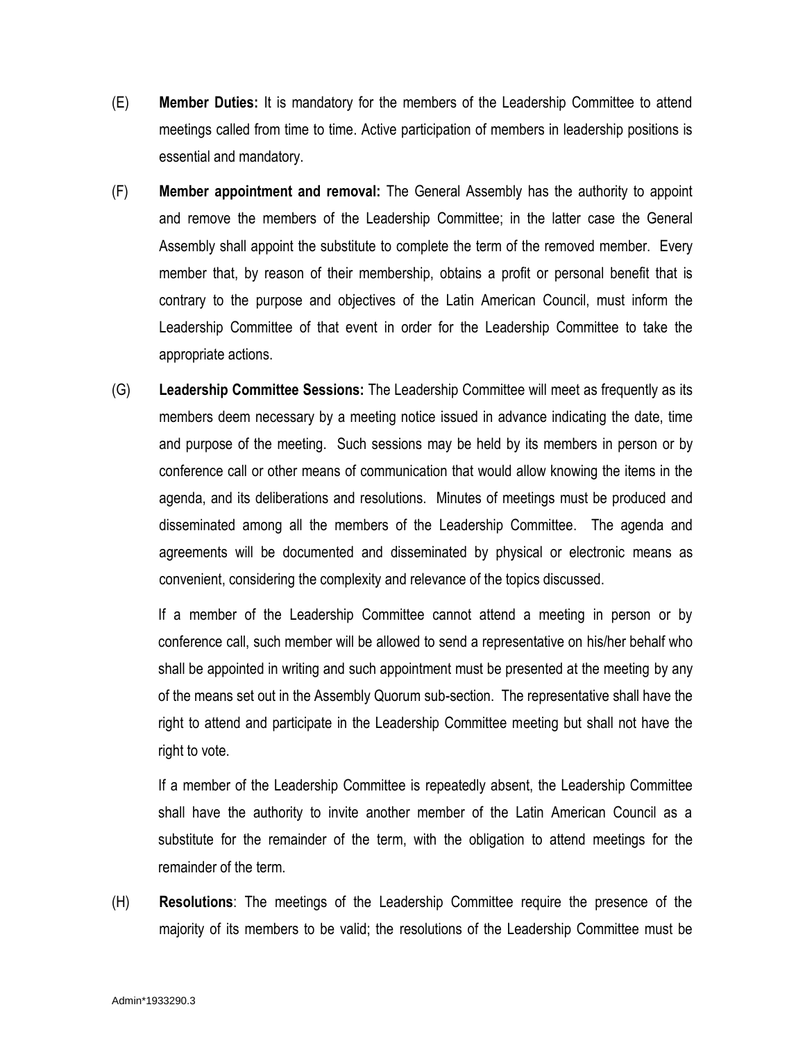(E) **Member Duties:** It is mandatory for the members of the Leadership Committee to attend meetings called from time to time. Active participation of members in leadership positions is essential and mandatory.

(F) **Member appointment and removal:** The General Assembly has the authority to appoint and remove the members of the Leadership Committee; in the latter case the General Assembly shall appoint the substitute to complete the term of the removed member. Every member that, by reason of their membership, obtains a profit or personal benefit that is contrary to the purpose and objectives of the Latin American Council, must inform the Leadership Committee of that event in order for the Leadership Committee to take the appropriate actions.

(G) **Leadership Committee Sessions:** The Leadership Committee will meet as frequently as its members deem necessary by a meeting notice issued in advance indicating the date, time and purpose of the meeting. Such sessions may be held by its members in person or by conference call or other means of communication that would allow knowing the items in the agenda, and its deliberations and resolutions. Minutes of meetings must be produced and disseminated among all the members of the Leadership Committee. The agenda and agreements will be documented and disseminated by physical or electronic means as convenient, considering the complexity and relevance of the topics discussed.

If a member of the Leadership Committee cannot attend a meeting in person or by conference call, such member will be allowed to send a representative on his/her behalf who shall be appointed in writing and such appointment must be presented at the meeting by any of the means set out in the Assembly Quorum sub-section. The representative shall have the right to attend and participate in the Leadership Committee meeting but shall not have the right to vote.

If a member of the Leadership Committee is repeatedly absent, the Leadership Committee shall have the authority to invite another member of the Latin American Council as a substitute for the remainder of the term, with the obligation to attend meetings for the remainder of the term.

(H) **Resolutions**: The meetings of the Leadership Committee require the presence of the majority of its members to be valid; the resolutions of the Leadership Committee must be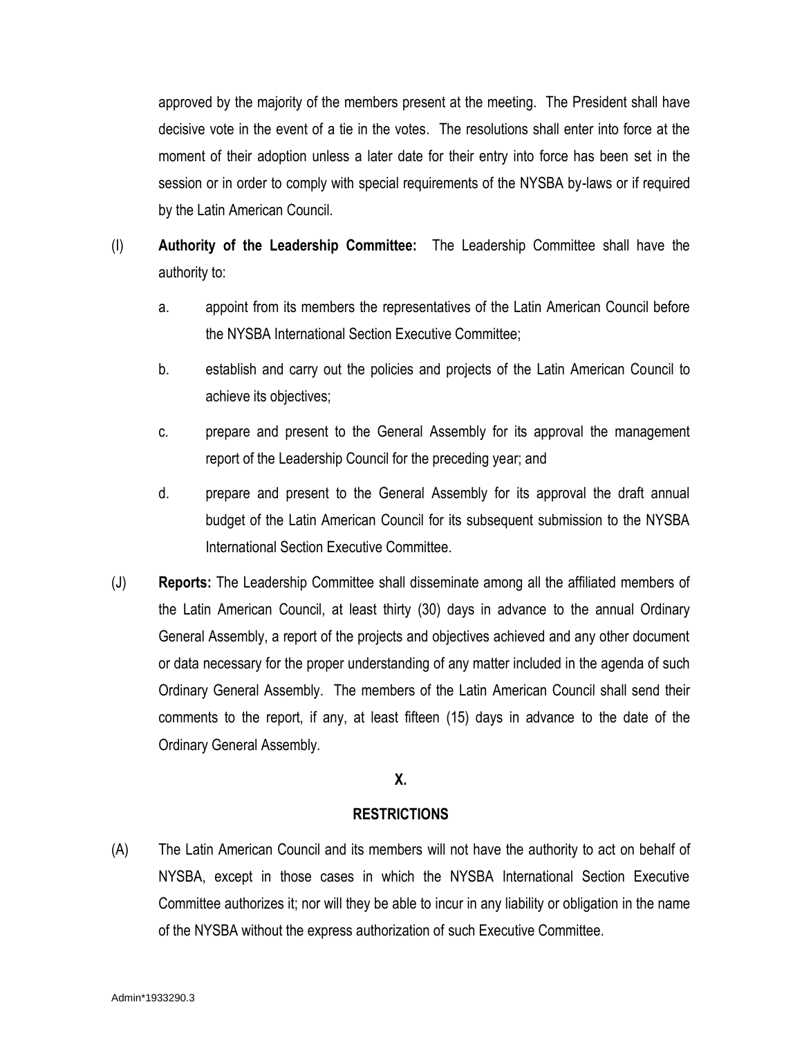approved by the majority of the members present at the meeting. The President shall have decisive vote in the event of a tie in the votes. The resolutions shall enter into force at the moment of their adoption unless a later date for their entry into force has been set in the session or in order to comply with special requirements of the NYSBA by-laws or if required by the Latin American Council.

(I) **Authority of the Leadership Committee:** The Leadership Committee shall have the authority to:

a. appoint from its members the representatives of the Latin American Council before the NYSBA International Section Executive Committee;

b. establish and carry out the policies and projects of the Latin American Council to achieve its objectives;

c. prepare and present to the General Assembly for its approval the management report of the Leadership Council for the preceding year; and

d. prepare and present to the General Assembly for its approval the draft annual budget of the Latin American Council for its subsequent submission to the NYSBA International Section Executive Committee.

(J) **Reports:** The Leadership Committee shall disseminate among all the affiliated members of the Latin American Council, at least thirty (30) days in advance to the annual Ordinary General Assembly, a report of the projects and objectives achieved and any other document or data necessary for the proper understanding of any matter included in the agenda of such Ordinary General Assembly. The members of the Latin American Council shall send their comments to the report, if any, at least fifteen (15) days in advance to the date of the Ordinary General Assembly.

## X.

## RESTRICTIONS

(A) The Latin American Council and its members will not have the authority to act on behalf of NYSBA, except in those cases in which the NYSBA International Section Executive Committee authorizes it; nor will they be able to incur in any liability or obligation in the name of the NYSBA without the express authorization of such Executive Committee.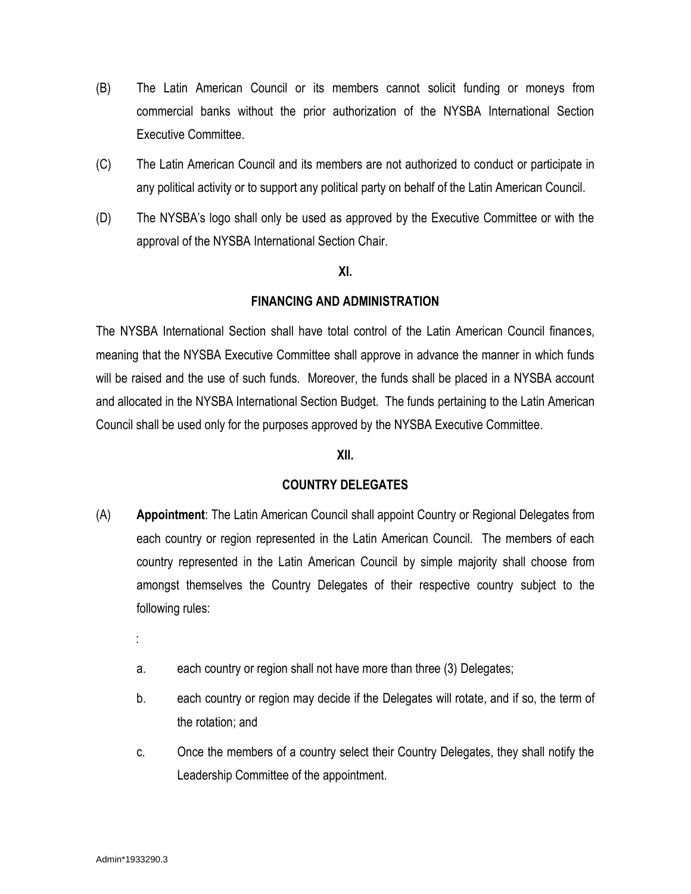(B) The Latin American Council or its members cannot solicit funding or moneys from commercial banks without the prior authorization of the NYSBA International Section Executive Committee.

(C) The Latin American Council and its members are not authorized to conduct or participate in any political activity or to support any political party on behalf of the Latin American Council.

(D) The NYSBA's logo shall only be used as approved by the Executive Committee or with the approval of the NYSBA International Section Chair.

## XI.

## FINANCING AND ADMINISTRATION

The NYSBA International Section shall have total control of the Latin American Council finances, meaning that the NYSBA Executive Committee shall approve in advance the manner in which funds will be raised and the use of such funds. Moreover, the funds shall be placed in a NYSBA account and allocated in the NYSBA International Section Budget. The funds pertaining to the Latin American Council shall be used only for the purposes approved by the NYSBA Executive Committee.

## XII.

## COUNTRY DELEGATES

(A) **Appointment**: The Latin American Council shall appoint Country or Regional Delegates from each country or region represented in the Latin American Council. The members of each country represented in the Latin American Council by simple majority shall choose from amongst themselves the Country Delegates of their respective country subject to the following rules:

:

a. each country or region shall not have more than three (3) Delegates;

b. each country or region may decide if the Delegates will rotate, and if so, the term of the rotation; and

c. Once the members of a country select their Country Delegates, they shall notify the Leadership Committee of the appointment.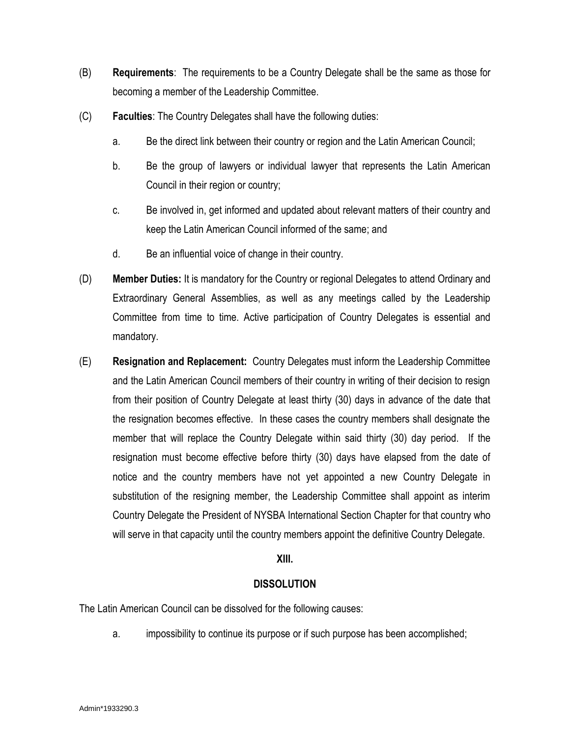(B) **Requirements**: The requirements to be a Country Delegate shall be the same as those for becoming a member of the Leadership Committee.

(C) **Faculties**: The Country Delegates shall have the following duties:

a. Be the direct link between their country or region and the Latin American Council;

b. Be the group of lawyers or individual lawyer that represents the Latin American Council in their region or country;

c. Be involved in, get informed and updated about relevant matters of their country and keep the Latin American Council informed of the same; and

d. Be an influential voice of change in their country.

(D) **Member Duties:** It is mandatory for the Country or regional Delegates to attend Ordinary and Extraordinary General Assemblies, as well as any meetings called by the Leadership Committee from time to time. Active participation of Country Delegates is essential and mandatory.

(E) **Resignation and Replacement:** Country Delegates must inform the Leadership Committee and the Latin American Council members of their country in writing of their decision to resign from their position of Country Delegate at least thirty (30) days in advance of the date that the resignation becomes effective. In these cases the country members shall designate the member that will replace the Country Delegate within said thirty (30) day period. If the resignation must become effective before thirty (30) days have elapsed from the date of notice and the country members have not yet appointed a new Country Delegate in substitution of the resigning member, the Leadership Committee shall appoint as interim Country Delegate the President of NYSBA International Section Chapter for that country who will serve in that capacity until the country members appoint the definitive Country Delegate.

## XIII.

## DISSOLUTION

The Latin American Council can be dissolved for the following causes:

a. impossibility to continue its purpose or if such purpose has been accomplished;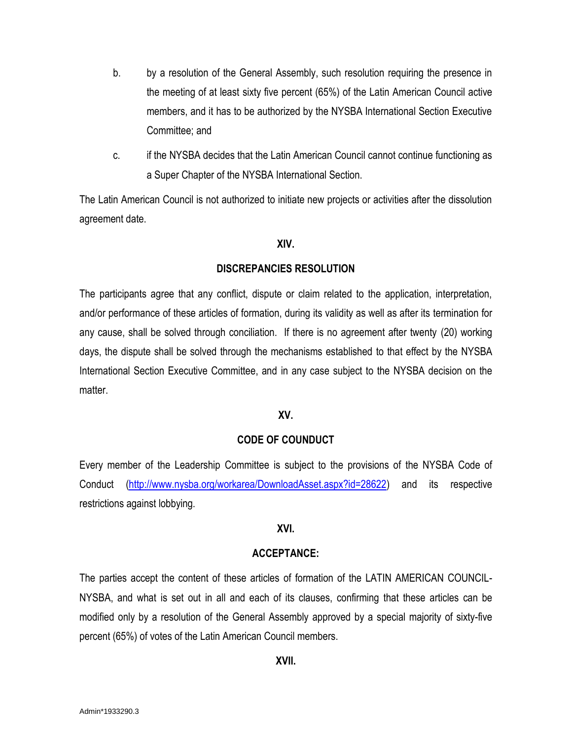b. by a resolution of the General Assembly, such resolution requiring the presence in the meeting of at least sixty five percent (65%) of the Latin American Council active members, and it has to be authorized by the NYSBA International Section Executive Committee; and

c. if the NYSBA decides that the Latin American Council cannot continue functioning as a Super Chapter of the NYSBA International Section.

The Latin American Council is not authorized to initiate new projects or activities after the dissolution agreement date.

## XIV.

## DISCREPANCIES RESOLUTION

The participants agree that any conflict, dispute or claim related to the application, interpretation, and/or performance of these articles of formation, during its validity as well as after its termination for any cause, shall be solved through conciliation. If there is no agreement after twenty (20) working days, the dispute shall be solved through the mechanisms established to that effect by the NYSBA International Section Executive Committee, and in any case subject to the NYSBA decision on the matter.

## XV.

## CODE OF COUNDUCT

Every member of the Leadership Committee is subject to the provisions of the NYSBA Code of Conduct (http://www.nysba.org/workarea/DownloadAsset.aspx?id=28622) and its respective restrictions against lobbying.

## XVI.

## ACCEPTANCE:

The parties accept the content of these articles of formation of the LATIN AMERICAN COUNCIL-NYSBA, and what is set out in all and each of its clauses, confirming that these articles can be modified only by a resolution of the General Assembly approved by a special majority of sixty-five percent (65%) of votes of the Latin American Council members.

## XVII.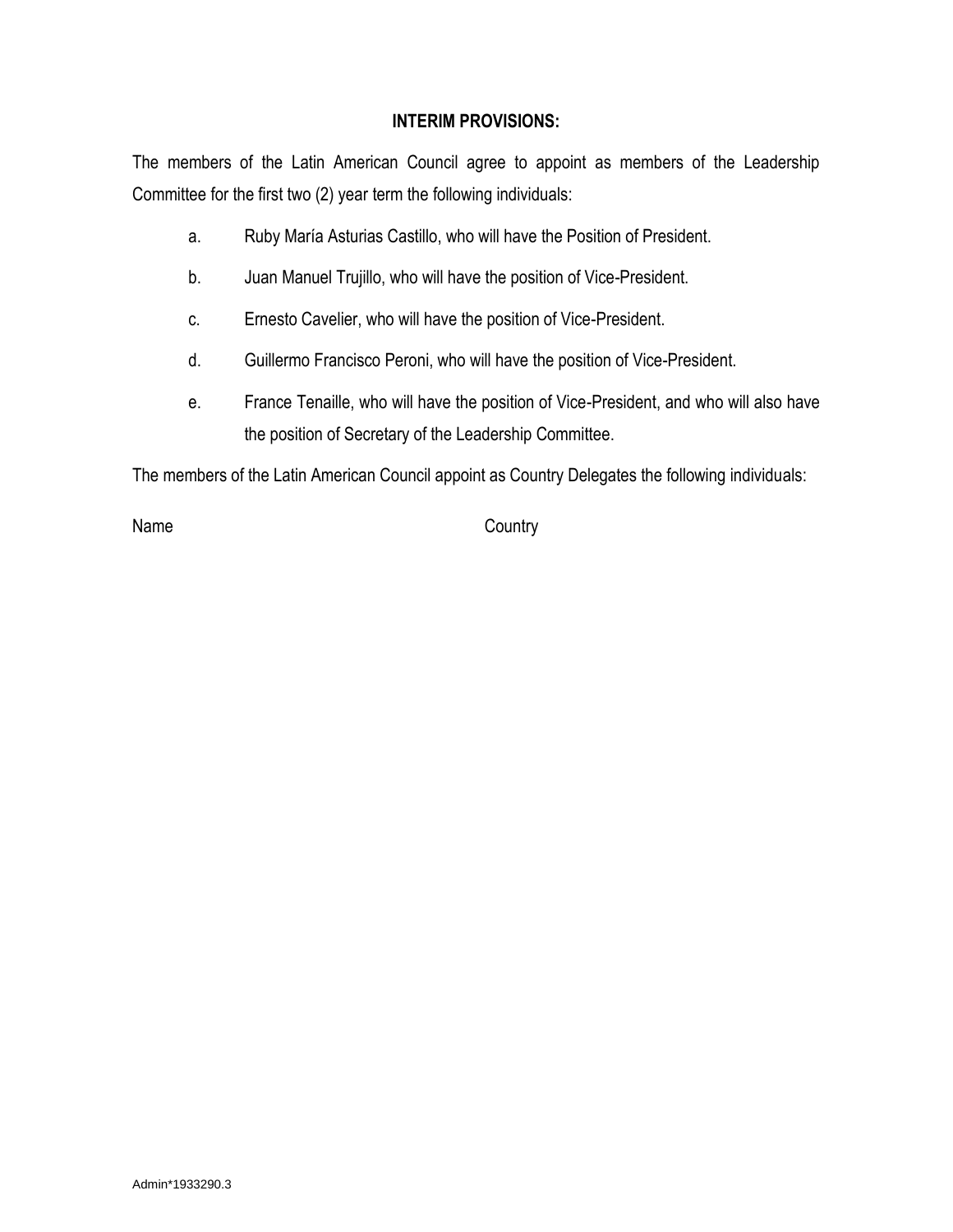**INTERIM PROVISIONS:**

The members of the Latin American Council agree to appoint as members of the Leadership Committee for the first two (2) year term the following individuals:

a. Ruby María Asturias Castillo, who will have the Position of President.

b. Juan Manuel Trujillo, who will have the position of Vice-President.

c. Ernesto Cavelier, who will have the position of Vice-President.

d. Guillermo Francisco Peroni, who will have the position of Vice-President.

e. France Tenaille, who will have the position of Vice-President, and who will also have the position of Secretary of the Leadership Committee.

The members of the Latin American Council appoint as Country Delegates the following individuals:

| Name | Country |
| --- | --- |

Admin*1933290.3